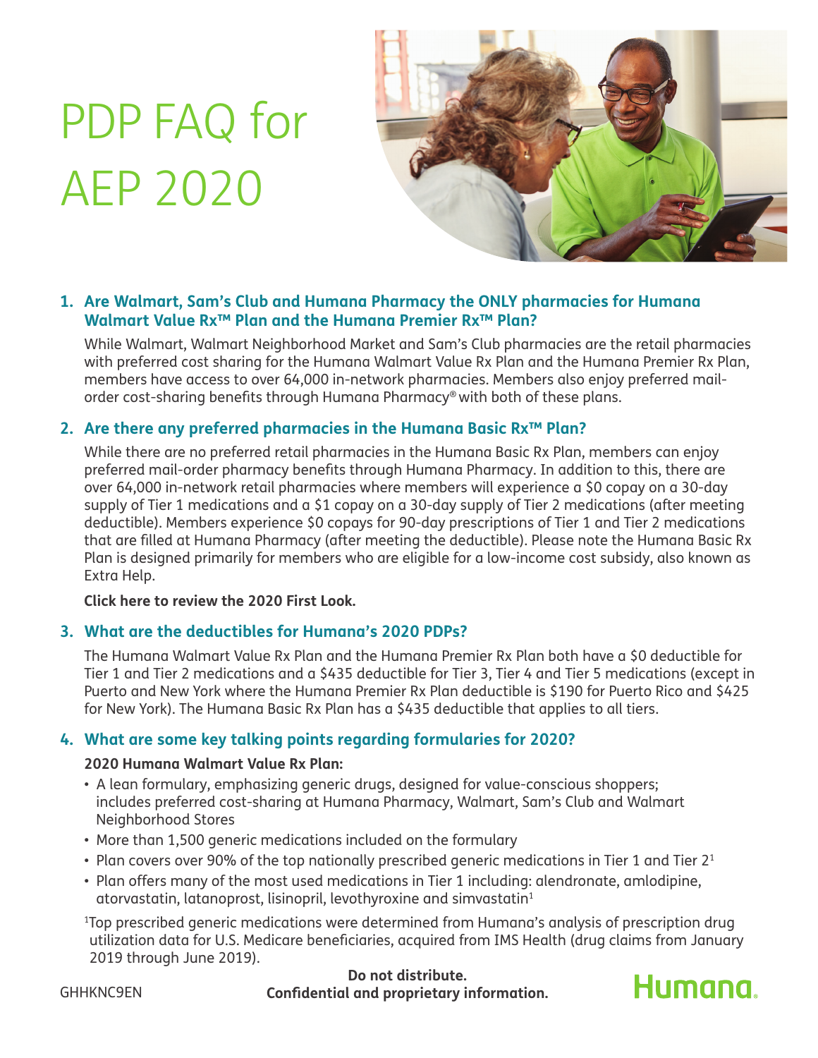# PDP FAQ for AEP 2020

## 1. Are Walmart, Sam's Club and Humana Pharmacy the ONLY pharmacies for Humana Walmart Value Rx™ Plan and the Humana Premier Rx™ Plan?

While Walmart, Walmart Neighborhood Market and Sam's Club pharmacies are the retail pharmacies with preferred cost sharing for the Humana Walmart Value Rx Plan and the Humana Premier Rx Plan, members have access to over 64,000 in-network pharmacies. Members also enjoy preferred mail-order cost-sharing benefits through Humana Pharmacy® with both of these plans.

## 2. Are there any preferred pharmacies in the Humana Basic Rx™ Plan?

While there are no preferred retail pharmacies in the Humana Basic Rx Plan, members can enjoy preferred mail-order pharmacy benefits through Humana Pharmacy. In addition to this, there are over 64,000 in-network retail pharmacies where members will experience a $0 copay on a 30-day supply of Tier 1 medications and a $1 copay on a 30-day supply of Tier 2 medications (after meeting deductible). Members experience $0 copays for 90-day prescriptions of Tier 1 and Tier 2 medications that are filled at Humana Pharmacy (after meeting the deductible). Please note the Humana Basic Rx Plan is designed primarily for members who are eligible for a low-income cost subsidy, also known as Extra Help.

**Click here to review the 2020 First Look.**

## 3. What are the deductibles for Humana's 2020 PDPs?

The Humana Walmart Value Rx Plan and the Humana Premier Rx Plan both have a $0 deductible for Tier 1 and Tier 2 medications and a $435 deductible for Tier 3, Tier 4 and Tier 5 medications (except in Puerto and New York where the Humana Premier Rx Plan deductible is $190 for Puerto Rico and $425 for New York). The Humana Basic Rx Plan has a $435 deductible that applies to all tiers.

## 4. What are some key talking points regarding formularies for 2020?

**2020 Humana Walmart Value Rx Plan:**

- A lean formulary, emphasizing generic drugs, designed for value-conscious shoppers; includes preferred cost-sharing at Humana Pharmacy, Walmart, Sam's Club and Walmart Neighborhood Stores
- More than 1,500 generic medications included on the formulary
- Plan covers over 90% of the top nationally prescribed generic medications in Tier 1 and Tier 2[1]
- Plan offers many of the most used medications in Tier 1 including: alendronate, amlodipine, atorvastatin, latanoprost, lisinopril, levothyroxine and simvastatin[1]

[1]Top prescribed generic medications were determined from Humana's analysis of prescription drug utilization data for U.S. Medicare beneficiaries, acquired from IMS Health (drug claims from January 2019 through June 2019).

GHHKNC9EN

**Do not distribute.**
**Confidential and proprietary information.**

Humana.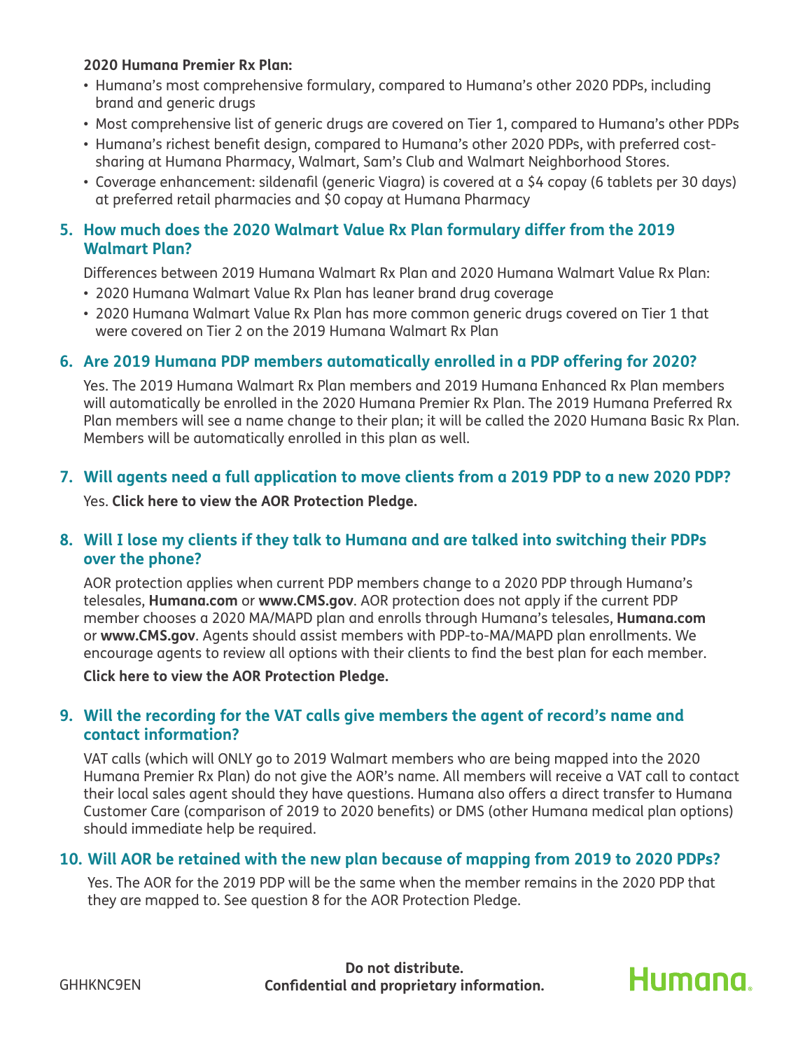**2020 Humana Premier Rx Plan:**

- Humana's most comprehensive formulary, compared to Humana's other 2020 PDPs, including brand and generic drugs
- Most comprehensive list of generic drugs are covered on Tier 1, compared to Humana's other PDPs
- Humana's richest benefit design, compared to Humana's other 2020 PDPs, with preferred cost-sharing at Humana Pharmacy, Walmart, Sam's Club and Walmart Neighborhood Stores.
- Coverage enhancement: sildenafil (generic Viagra) is covered at a $4 copay (6 tablets per 30 days) at preferred retail pharmacies and $0 copay at Humana Pharmacy

## 5. How much does the 2020 Walmart Value Rx Plan formulary differ from the 2019 Walmart Plan?

Differences between 2019 Humana Walmart Rx Plan and 2020 Humana Walmart Value Rx Plan:

- 2020 Humana Walmart Value Rx Plan has leaner brand drug coverage
- 2020 Humana Walmart Value Rx Plan has more common generic drugs covered on Tier 1 that were covered on Tier 2 on the 2019 Humana Walmart Rx Plan

## 6. Are 2019 Humana PDP members automatically enrolled in a PDP offering for 2020?

Yes. The 2019 Humana Walmart Rx Plan members and 2019 Humana Enhanced Rx Plan members will automatically be enrolled in the 2020 Humana Premier Rx Plan. The 2019 Humana Preferred Rx Plan members will see a name change to their plan; it will be called the 2020 Humana Basic Rx Plan. Members will be automatically enrolled in this plan as well.

## 7. Will agents need a full application to move clients from a 2019 PDP to a new 2020 PDP?

Yes. **Click here to view the AOR Protection Pledge.**

## 8. Will I lose my clients if they talk to Humana and are talked into switching their PDPs over the phone?

AOR protection applies when current PDP members change to a 2020 PDP through Humana's telesales, **Humana.com** or **www.CMS.gov**. AOR protection does not apply if the current PDP member chooses a 2020 MA/MAPD plan and enrolls through Humana's telesales, **Humana.com** or **www.CMS.gov**. Agents should assist members with PDP-to-MA/MAPD plan enrollments. We encourage agents to review all options with their clients to find the best plan for each member.

**Click here to view the AOR Protection Pledge.**

## 9. Will the recording for the VAT calls give members the agent of record's name and contact information?

VAT calls (which will ONLY go to 2019 Walmart members who are being mapped into the 2020 Humana Premier Rx Plan) do not give the AOR's name. All members will receive a VAT call to contact their local sales agent should they have questions. Humana also offers a direct transfer to Humana Customer Care (comparison of 2019 to 2020 benefits) or DMS (other Humana medical plan options) should immediate help be required.

## 10. Will AOR be retained with the new plan because of mapping from 2019 to 2020 PDPs?

Yes. The AOR for the 2019 PDP will be the same when the member remains in the 2020 PDP that they are mapped to. See question 8 for the AOR Protection Pledge.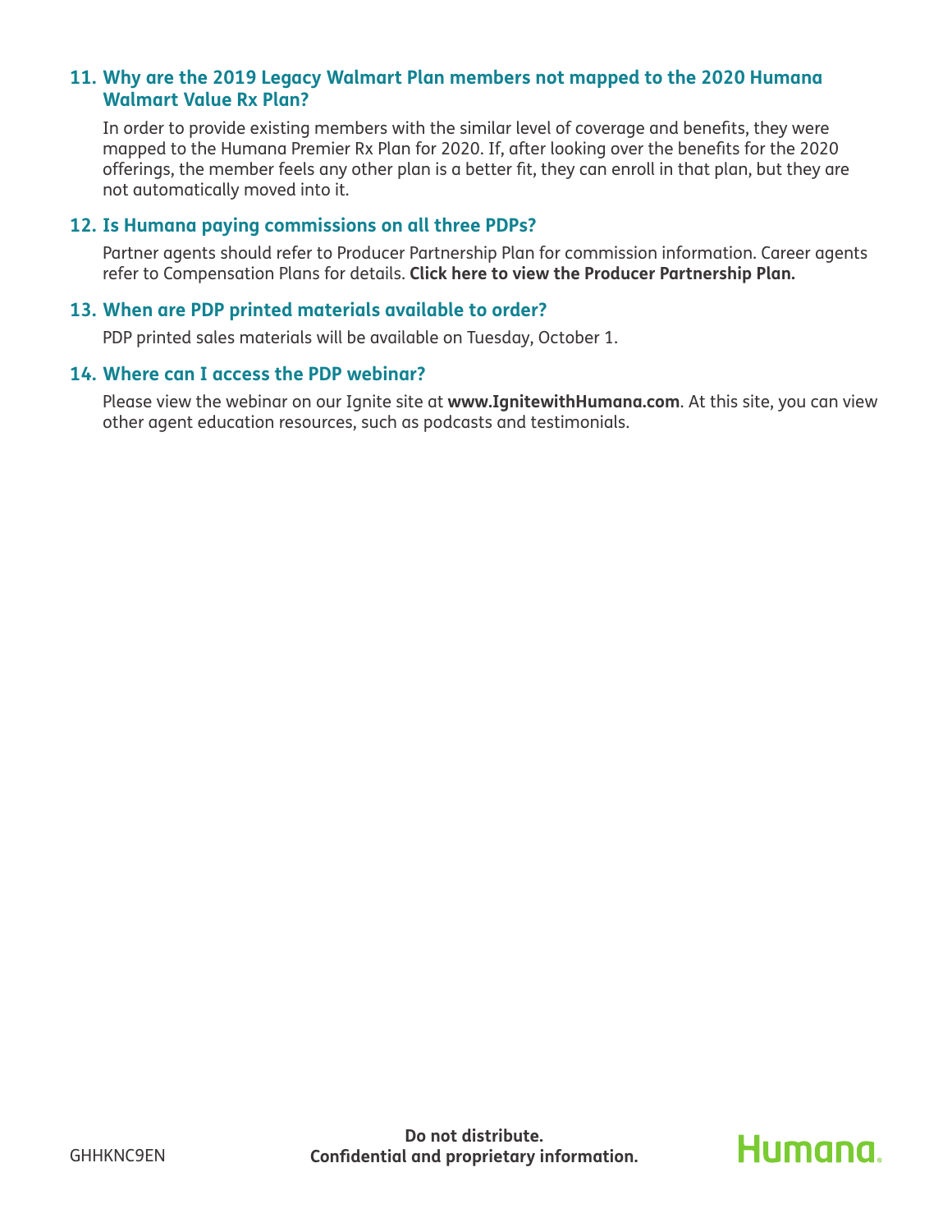### 11. Why are the 2019 Legacy Walmart Plan members not mapped to the 2020 Humana Walmart Value Rx Plan?

In order to provide existing members with the similar level of coverage and benefits, they were mapped to the Humana Premier Rx Plan for 2020. If, after looking over the benefits for the 2020 offerings, the member feels any other plan is a better fit, they can enroll in that plan, but they are not automatically moved into it.

### 12. Is Humana paying commissions on all three PDPs?

Partner agents should refer to Producer Partnership Plan for commission information. Career agents refer to Compensation Plans for details. **Click here to view the Producer Partnership Plan.**

### 13. When are PDP printed materials available to order?

PDP printed sales materials will be available on Tuesday, October 1.

### 14. Where can I access the PDP webinar?

Please view the webinar on our Ignite site at **www.IgnitewithHumana.com**. At this site, you can view other agent education resources, such as podcasts and testimonials.

GHHKNC9EN

**Do not distribute.**
**Confidential and proprietary information.**

Humana.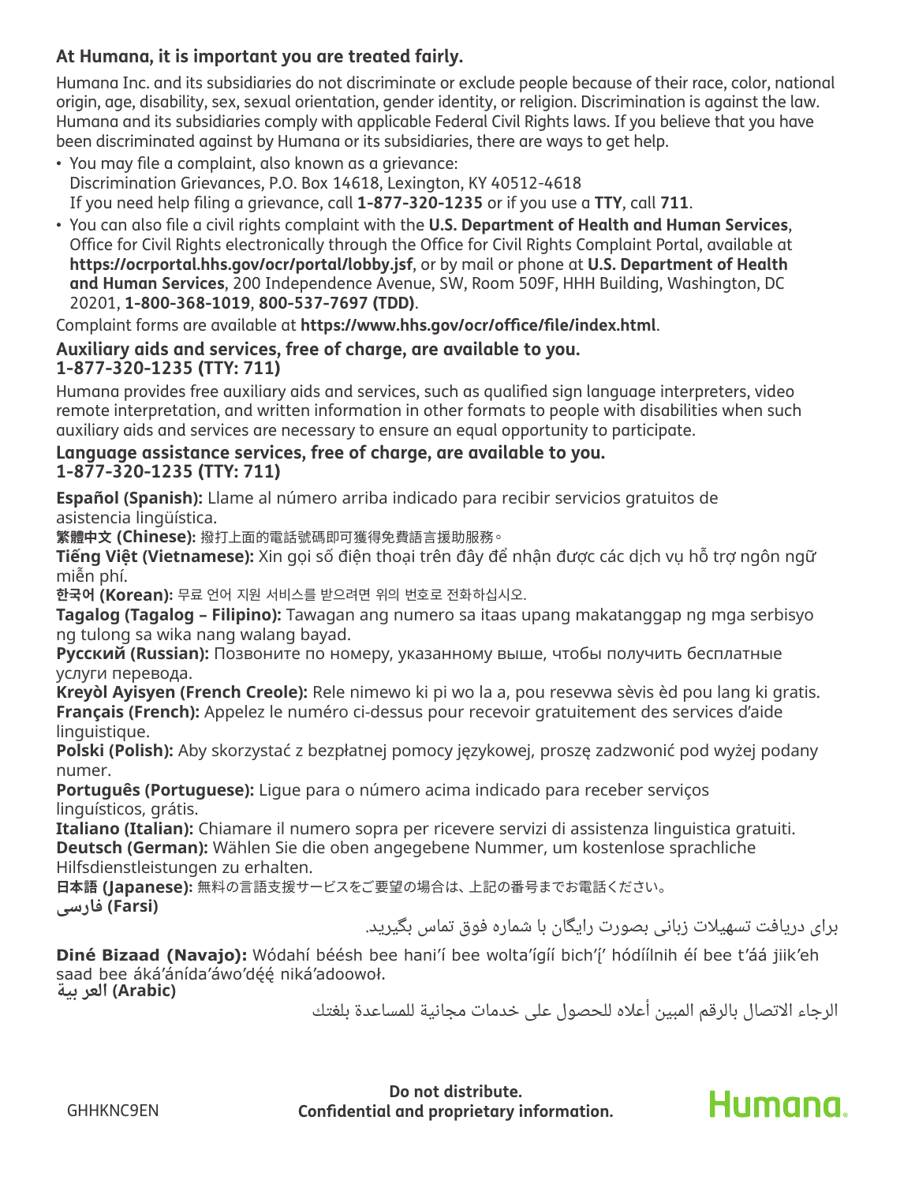**At Humana, it is important you are treated fairly.**

Humana Inc. and its subsidiaries do not discriminate or exclude people because of their race, color, national origin, age, disability, sex, sexual orientation, gender identity, or religion. Discrimination is against the law. Humana and its subsidiaries comply with applicable Federal Civil Rights laws. If you believe that you have been discriminated against by Humana or its subsidiaries, there are ways to get help.

- You may file a complaint, also known as a grievance:
  Discrimination Grievances, P.O. Box 14618, Lexington, KY 40512-4618
  If you need help filing a grievance, call **1-877-320-1235** or if you use a **TTY**, call **711**.
- You can also file a civil rights complaint with the **U.S. Department of Health and Human Services**, Office for Civil Rights electronically through the Office for Civil Rights Complaint Portal, available at **https://ocrportal.hhs.gov/ocr/portal/lobby.jsf**, or by mail or phone at **U.S. Department of Health and Human Services**, 200 Independence Avenue, SW, Room 509F, HHH Building, Washington, DC 20201, **1-800-368-1019**, **800-537-7697 (TDD)**.

Complaint forms are available at **https://www.hhs.gov/ocr/office/file/index.html**.

**Auxiliary aids and services, free of charge, are available to you.**
**1-877-320-1235 (TTY: 711)**

Humana provides free auxiliary aids and services, such as qualified sign language interpreters, video remote interpretation, and written information in other formats to people with disabilities when such auxiliary aids and services are necessary to ensure an equal opportunity to participate.

**Language assistance services, free of charge, are available to you.**
**1-877-320-1235 (TTY: 711)**

**Español (Spanish):** Llame al número arriba indicado para recibir servicios gratuitos de asistencia lingüística.
**繁體中文 (Chinese):** 撥打上面的電話號碼即可獲得免費語言援助服務。
**Tiếng Việt (Vietnamese):** Xin gọi số điện thoại trên đây để nhận được các dịch vụ hỗ trợ ngôn ngữ miễn phí.
**한국어 (Korean):** 무료 언어 지원 서비스를 받으려면 위의 번호로 전화하십시오.
**Tagalog (Tagalog – Filipino):** Tawagan ang numero sa itaas upang makatanggap ng mga serbisyo ng tulong sa wika nang walang bayad.
**Русский (Russian):** Позвоните по номеру, указанному выше, чтобы получить бесплатные услуги перевода.
**Kreyòl Ayisyen (French Creole):** Rele nimewo ki pi wo la a, pou resevwa sèvis èd pou lang ki gratis.
**Français (French):** Appelez le numéro ci-dessus pour recevoir gratuitement des services d'aide linguistique.
**Polski (Polish):** Aby skorzystać z bezpłatnej pomocy językowej, proszę zadzwonić pod wyżej podany numer.
**Português (Portuguese):** Ligue para o número acima indicado para receber serviços linguísticos, grátis.
**Italiano (Italian):** Chiamare il numero sopra per ricevere servizi di assistenza linguistica gratuiti.
**Deutsch (German):** Wählen Sie die oben angegebene Nummer, um kostenlose sprachliche Hilfsdienstleistungen zu erhalten.
**日本語 (Japanese):** 無料の言語支援サービスをご要望の場合は、上記の番号までお電話ください。
**فارسی (Farsi)**

برای دریافت تسهیلات زبانی بصورت رایگان با شماره فوق تماس بگیرید.

**Diné Bizaad (Navajo):** Wódahí béésh bee hani'í bee wolta'ígíí bich'į' hódíílnih éí bee t'áá jiik'eh saad bee áká'ánída'áwo'dę́ę́ niká'adoowoł.
**العر بية (Arabic)**

الرجاء الاتصال بالرقم المبين أعلاه للحصول على خدمات مجانية للمساعدة بلغتك

GHHKNC9EN

**Do not distribute.**
**Confidential and proprietary information.**

Humana.